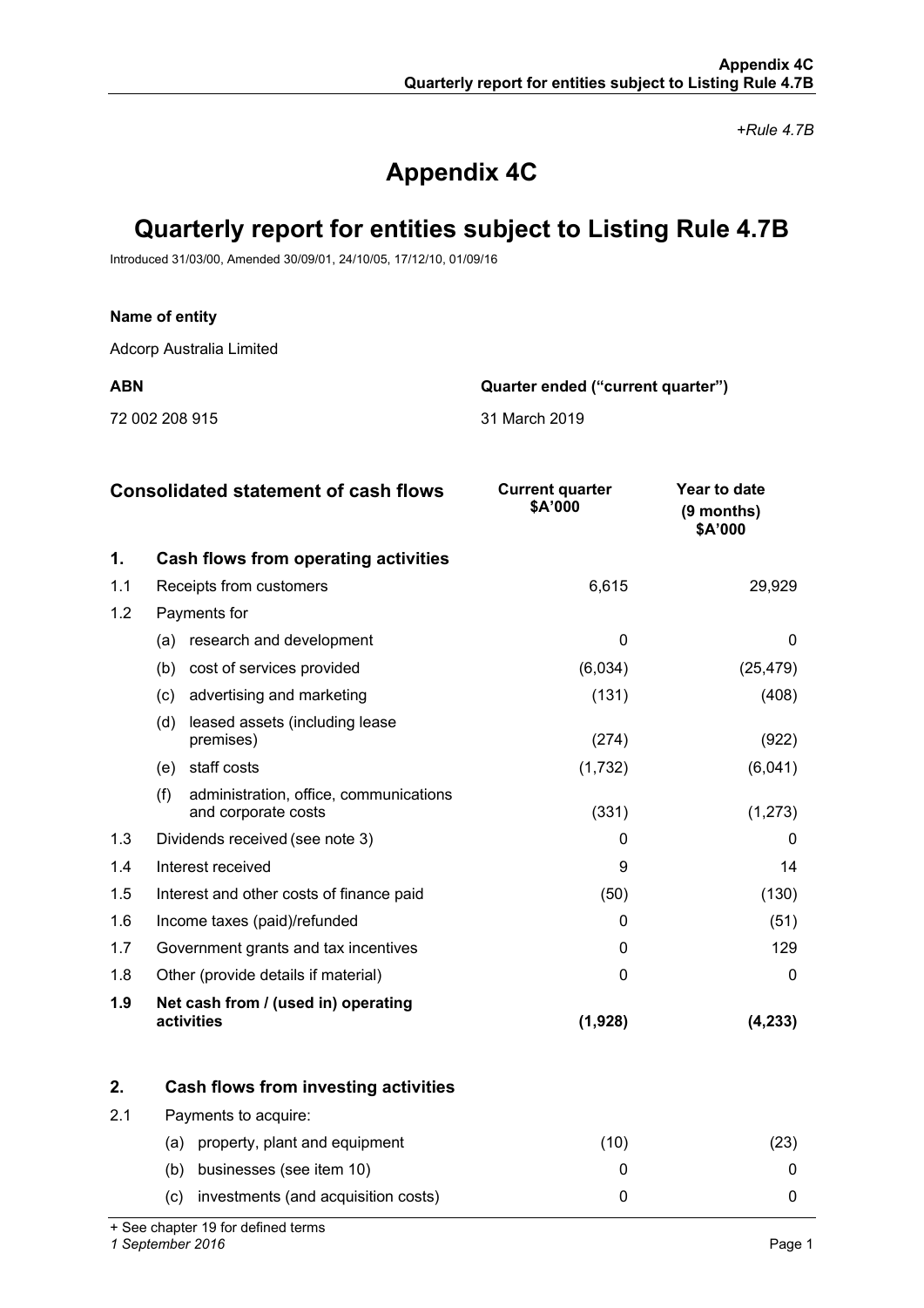*+Rule 4.7B*

# Appendix 4C

# Quarterly report for entities subject to Listing Rule 4.7B

Introduced 31/03/00, Amended 30/09/01, 24/10/05, 17/12/10, 01/09/16

**Name of entity**

Adcorp Australia Limited

| **ABN** | **Quarter ended ("current quarter")** |
|---|---|
| 72 002 208 915 | 31 March 2019 |

| | **Consolidated statement of cash flows** | **Current quarter $A'000** | **Year to date (9 months) $A'000** |
|---|---|---|---|
| **1.** | **Cash flows from operating activities** | | |
| 1.1 | Receipts from customers | 6,615 | 29,929 |
| 1.2 | Payments for | | |
| | (a) research and development | 0 | 0 |
| | (b) cost of services provided | (6,034) | (25,479) |
| | (c) advertising and marketing | (131) | (408) |
| | (d) leased assets (including lease premises) | (274) | (922) |
| | (e) staff costs | (1,732) | (6,041) |
| | (f) administration, office, communications and corporate costs | (331) | (1,273) |
| 1.3 | Dividends received (see note 3) | 0 | 0 |
| 1.4 | Interest received | 9 | 14 |
| 1.5 | Interest and other costs of finance paid | (50) | (130) |
| 1.6 | Income taxes (paid)/refunded | 0 | (51) |
| 1.7 | Government grants and tax incentives | 0 | 129 |
| 1.8 | Other (provide details if material) | 0 | 0 |
| **1.9** | **Net cash from / (used in) operating activities** | **(1,928)** | **(4,233)** |
| | | | |
| **2.** | **Cash flows from investing activities** | | |
| 2.1 | Payments to acquire: | | |
| | (a) property, plant and equipment | (10) | (23) |
| | (b) businesses (see item 10) | 0 | 0 |
| | (c) investments (and acquisition costs) | 0 | 0 |

+ See chapter 19 for defined terms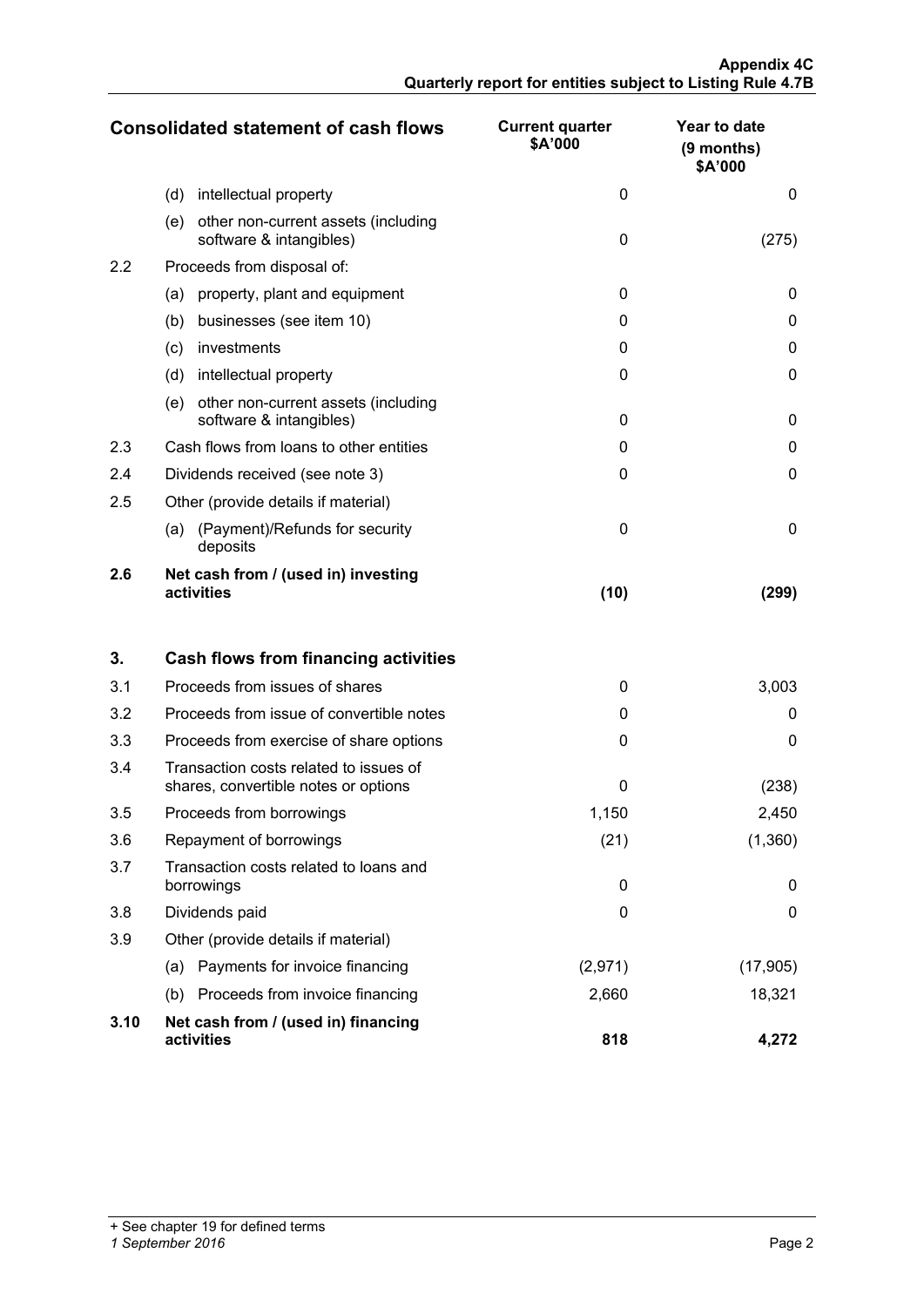| Consolidated statement of cash flows | | Current quarter $A'000 | Year to date (9 months) $A'000 |
|---|---|---|---|
| | (d) intellectual property | 0 | 0 |
| | (e) other non-current assets (including software & intangibles) | 0 | (275) |
| 2.2 | Proceeds from disposal of: | | |
| | (a) property, plant and equipment | 0 | 0 |
| | (b) businesses (see item 10) | 0 | 0 |
| | (c) investments | 0 | 0 |
| | (d) intellectual property | 0 | 0 |
| | (e) other non-current assets (including software & intangibles) | 0 | 0 |
| 2.3 | Cash flows from loans to other entities | 0 | 0 |
| 2.4 | Dividends received (see note 3) | 0 | 0 |
| 2.5 | Other (provide details if material) | | |
| | (a) (Payment)/Refunds for security deposits | 0 | 0 |
| **2.6** | **Net cash from / (used in) investing activities** | **(10)** | **(299)** |
| | | | |
| **3.** | **Cash flows from financing activities** | | |
| 3.1 | Proceeds from issues of shares | 0 | 3,003 |
| 3.2 | Proceeds from issue of convertible notes | 0 | 0 |
| 3.3 | Proceeds from exercise of share options | 0 | 0 |
| 3.4 | Transaction costs related to issues of shares, convertible notes or options | 0 | (238) |
| 3.5 | Proceeds from borrowings | 1,150 | 2,450 |
| 3.6 | Repayment of borrowings | (21) | (1,360) |
| 3.7 | Transaction costs related to loans and borrowings | 0 | 0 |
| 3.8 | Dividends paid | 0 | 0 |
| 3.9 | Other (provide details if material) | | |
| | (a) Payments for invoice financing | (2,971) | (17,905) |
| | (b) Proceeds from invoice financing | 2,660 | 18,321 |
| **3.10** | **Net cash from / (used in) financing activities** | **818** | **4,272** |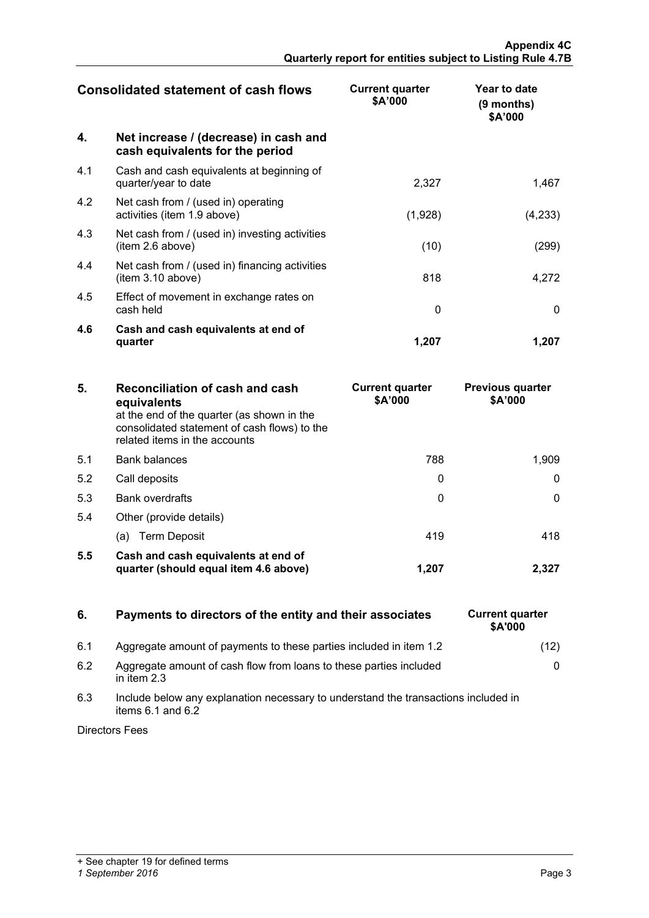| Consolidated statement of cash flows | | Current quarter $A'000 | Year to date (9 months) $A'000 |
|---|---|---|---|
| **4.** | **Net increase / (decrease) in cash and cash equivalents for the period** | | |
| 4.1 | Cash and cash equivalents at beginning of quarter/year to date | 2,327 | 1,467 |
| 4.2 | Net cash from / (used in) operating activities (item 1.9 above) | (1,928) | (4,233) |
| 4.3 | Net cash from / (used in) investing activities (item 2.6 above) | (10) | (299) |
| 4.4 | Net cash from / (used in) financing activities (item 3.10 above) | 818 | 4,272 |
| 4.5 | Effect of movement in exchange rates on cash held | 0 | 0 |
| **4.6** | **Cash and cash equivalents at end of quarter** | **1,207** | **1,207** |

| **5.** | **Reconciliation of cash and cash equivalents** at the end of the quarter (as shown in the consolidated statement of cash flows) to the related items in the accounts | Current quarter $A'000 | Previous quarter $A'000 |
|---|---|---|---|
| 5.1 | Bank balances | 788 | 1,909 |
| 5.2 | Call deposits | 0 | 0 |
| 5.3 | Bank overdrafts | 0 | 0 |
| 5.4 | Other (provide details) | | |
| | (a) Term Deposit | 419 | 418 |
| **5.5** | **Cash and cash equivalents at end of quarter (should equal item 4.6 above)** | **1,207** | **2,327** |

| **6.** | **Payments to directors of the entity and their associates** | Current quarter $A'000 |
|---|---|---|
| 6.1 | Aggregate amount of payments to these parties included in item 1.2 | (12) |
| 6.2 | Aggregate amount of cash flow from loans to these parties included in item 2.3 | 0 |
| 6.3 | Include below any explanation necessary to understand the transactions included in items 6.1 and 6.2 | |

Directors Fees

+ See chapter 19 for defined terms

*1 September 2016*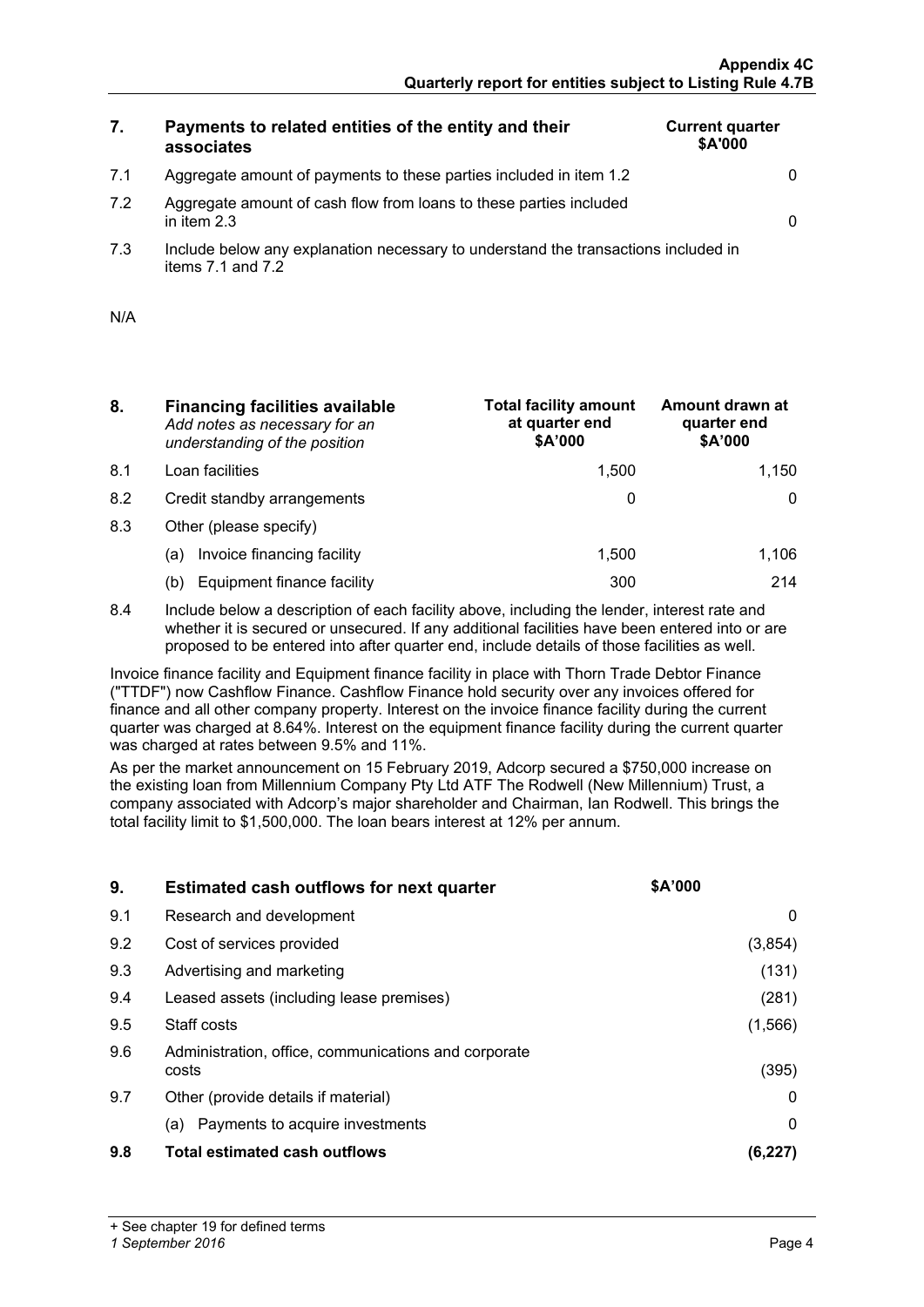| 7. | Payments to related entities of the entity and their associates | Current quarter $A'000 |
|---|---|---|
| 7.1 | Aggregate amount of payments to these parties included in item 1.2 | 0 |
| 7.2 | Aggregate amount of cash flow from loans to these parties included in item 2.3 | 0 |
| 7.3 | Include below any explanation necessary to understand the transactions included in items 7.1 and 7.2 | |

N/A

| 8. | **Financing facilities available** *Add notes as necessary for an understanding of the position* | Total facility amount at quarter end $A'000 | Amount drawn at quarter end $A'000 |
|---|---|---|---|
| 8.1 | Loan facilities | 1,500 | 1,150 |
| 8.2 | Credit standby arrangements | 0 | 0 |
| 8.3 | Other (please specify) | | |
| | (a) Invoice financing facility | 1,500 | 1,106 |
| | (b) Equipment finance facility | 300 | 214 |

8.4 Include below a description of each facility above, including the lender, interest rate and whether it is secured or unsecured. If any additional facilities have been entered into or are proposed to be entered into after quarter end, include details of those facilities as well.

Invoice finance facility and Equipment finance facility in place with Thorn Trade Debtor Finance ("TTDF") now Cashflow Finance. Cashflow Finance hold security over any invoices offered for finance and all other company property. Interest on the invoice finance facility during the current quarter was charged at 8.64%. Interest on the equipment finance facility during the current quarter was charged at rates between 9.5% and 11%.

As per the market announcement on 15 February 2019, Adcorp secured a $750,000 increase on the existing loan from Millennium Company Pty Ltd ATF The Rodwell (New Millennium) Trust, a company associated with Adcorp's major shareholder and Chairman, Ian Rodwell. This brings the total facility limit to $1,500,000. The loan bears interest at 12% per annum.

| 9. | **Estimated cash outflows for next quarter** | $A'000 |
|---|---|---|
| 9.1 | Research and development | 0 |
| 9.2 | Cost of services provided | (3,854) |
| 9.3 | Advertising and marketing | (131) |
| 9.4 | Leased assets (including lease premises) | (281) |
| 9.5 | Staff costs | (1,566) |
| 9.6 | Administration, office, communications and corporate costs | (395) |
| 9.7 | Other (provide details if material) | 0 |
| | (a) Payments to acquire investments | 0 |
| **9.8** | **Total estimated cash outflows** | **(6,227)** |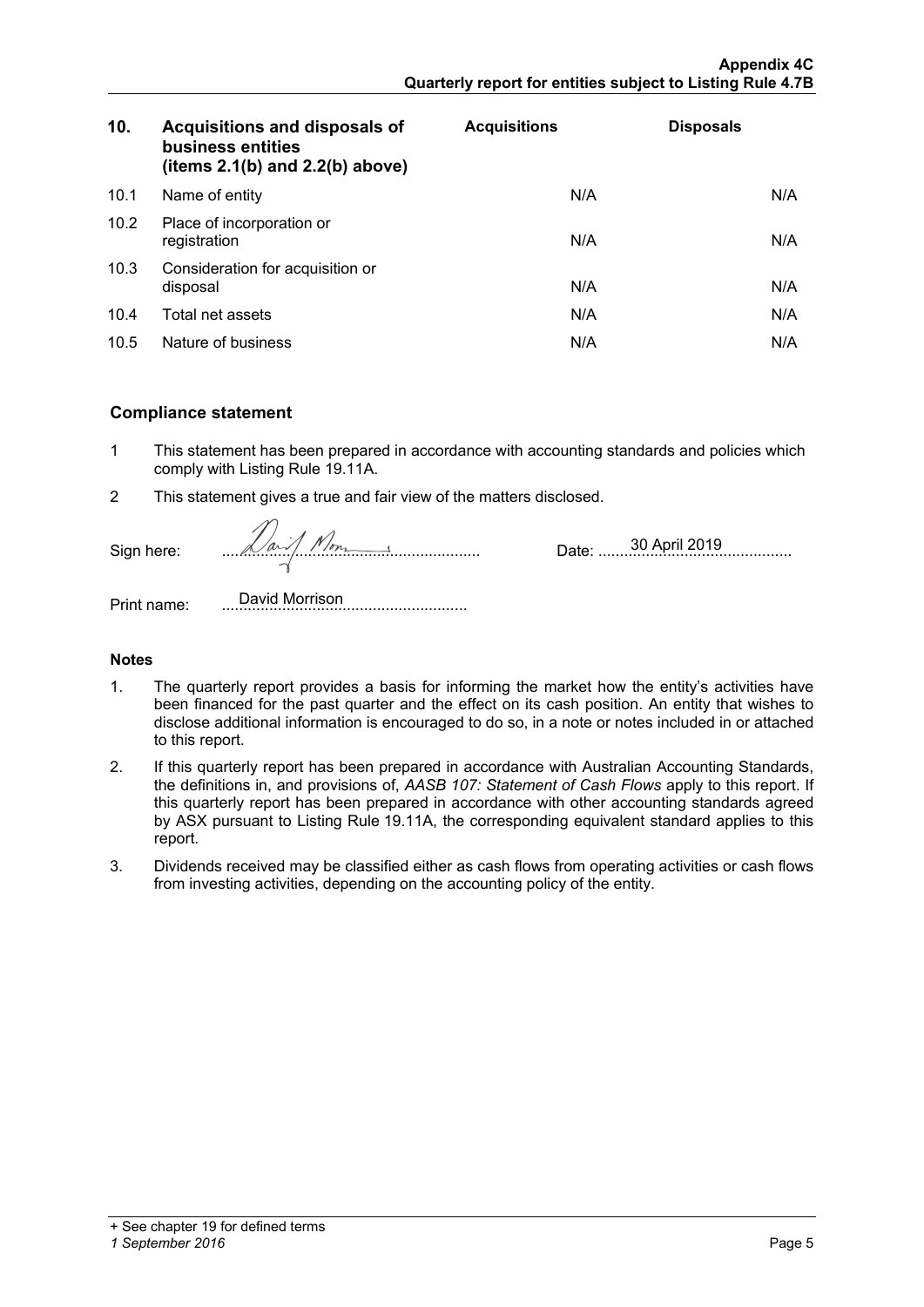| 10. | Acquisitions and disposals of business entities (items 2.1(b) and 2.2(b) above) | Acquisitions | Disposals |
|---|---|---|---|
| 10.1 | Name of entity | N/A | N/A |
| 10.2 | Place of incorporation or registration | N/A | N/A |
| 10.3 | Consideration for acquisition or disposal | N/A | N/A |
| 10.4 | Total net assets | N/A | N/A |
| 10.5 | Nature of business | N/A | N/A |

## Compliance statement

1. This statement has been prepared in accordance with accounting standards and policies which comply with Listing Rule 19.11A.
2. This statement gives a true and fair view of the matters disclosed.

Sign here: ............................................................ Date: 30 April 2019

Print name: David Morrison

### Notes

1. The quarterly report provides a basis for informing the market how the entity's activities have been financed for the past quarter and the effect on its cash position. An entity that wishes to disclose additional information is encouraged to do so, in a note or notes included in or attached to this report.
2. If this quarterly report has been prepared in accordance with Australian Accounting Standards, the definitions in, and provisions of, *AASB 107: Statement of Cash Flows* apply to this report. If this quarterly report has been prepared in accordance with other accounting standards agreed by ASX pursuant to Listing Rule 19.11A, the corresponding equivalent standard applies to this report.
3. Dividends received may be classified either as cash flows from operating activities or cash flows from investing activities, depending on the accounting policy of the entity.